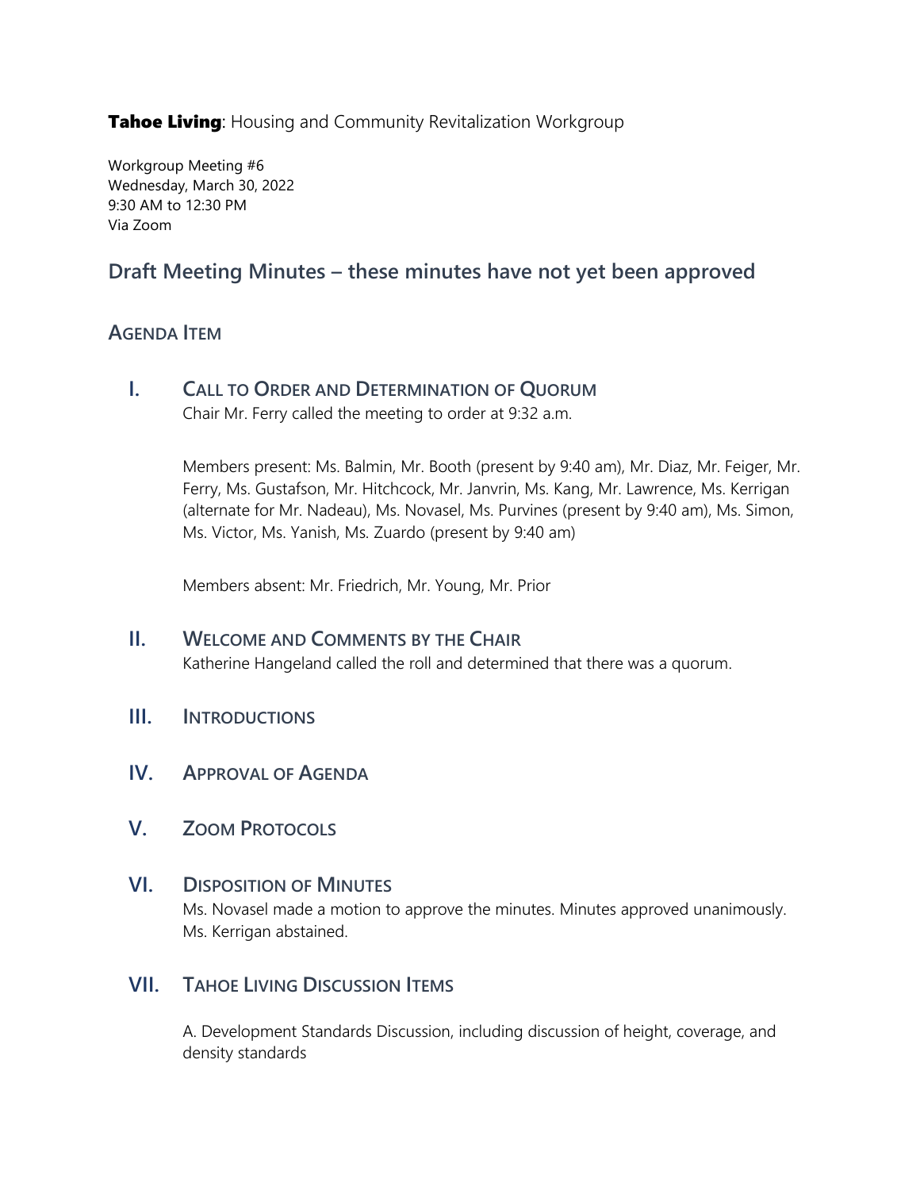**Tahoe Living**: Housing and Community Revitalization Workgroup

Workgroup Meeting #6
Wednesday, March 30, 2022
9:30 AM to 12:30 PM
Via Zoom

## Draft Meeting Minutes – these minutes have not yet been approved

### Agenda Item

### I. Call to Order and Determination of Quorum

Chair Mr. Ferry called the meeting to order at 9:32 a.m.

Members present: Ms. Balmin, Mr. Booth (present by 9:40 am), Mr. Diaz, Mr. Feiger, Mr. Ferry, Ms. Gustafson, Mr. Hitchcock, Mr. Janvrin, Ms. Kang, Mr. Lawrence, Ms. Kerrigan (alternate for Mr. Nadeau), Ms. Novasel, Ms. Purvines (present by 9:40 am), Ms. Simon, Ms. Victor, Ms. Yanish, Ms. Zuardo (present by 9:40 am)

Members absent: Mr. Friedrich, Mr. Young, Mr. Prior

### II. Welcome and Comments by the Chair

Katherine Hangeland called the roll and determined that there was a quorum.

### III. Introductions

### IV. Approval of Agenda

### V. Zoom Protocols

### VI. Disposition of Minutes

Ms. Novasel made a motion to approve the minutes. Minutes approved unanimously. Ms. Kerrigan abstained.

### VII. Tahoe Living Discussion Items

A. Development Standards Discussion, including discussion of height, coverage, and density standards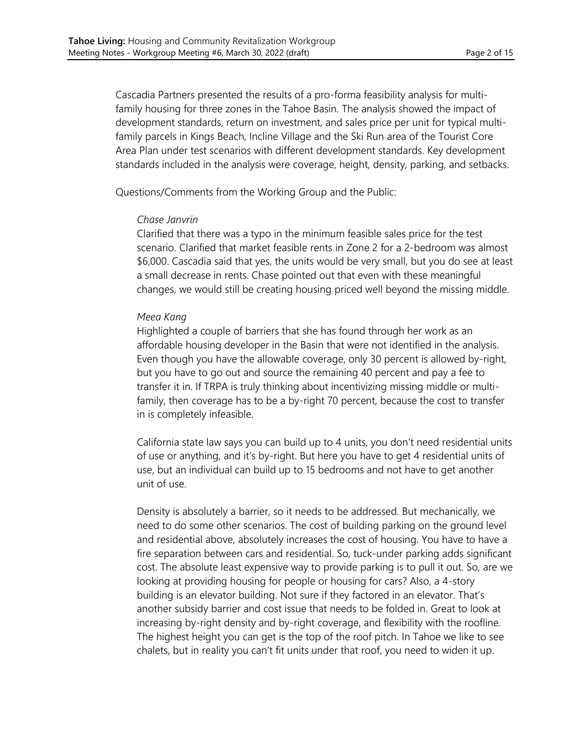Cascadia Partners presented the results of a pro-forma feasibility analysis for multi-family housing for three zones in the Tahoe Basin. The analysis showed the impact of development standards, return on investment, and sales price per unit for typical multi-family parcels in Kings Beach, Incline Village and the Ski Run area of the Tourist Core Area Plan under test scenarios with different development standards. Key development standards included in the analysis were coverage, height, density, parking, and setbacks.

Questions/Comments from the Working Group and the Public:

*Chase Janvrin*

Clarified that there was a typo in the minimum feasible sales price for the test scenario. Clarified that market feasible rents in Zone 2 for a 2-bedroom was almost $6,000. Cascadia said that yes, the units would be very small, but you do see at least a small decrease in rents. Chase pointed out that even with these meaningful changes, we would still be creating housing priced well beyond the missing middle.

*Meea Kang*

Highlighted a couple of barriers that she has found through her work as an affordable housing developer in the Basin that were not identified in the analysis. Even though you have the allowable coverage, only 30 percent is allowed by-right, but you have to go out and source the remaining 40 percent and pay a fee to transfer it in. If TRPA is truly thinking about incentivizing missing middle or multi-family, then coverage has to be a by-right 70 percent, because the cost to transfer in is completely infeasible.

California state law says you can build up to 4 units, you don't need residential units of use or anything, and it's by-right. But here you have to get 4 residential units of use, but an individual can build up to 15 bedrooms and not have to get another unit of use.

Density is absolutely a barrier, so it needs to be addressed. But mechanically, we need to do some other scenarios. The cost of building parking on the ground level and residential above, absolutely increases the cost of housing. You have to have a fire separation between cars and residential. So, tuck-under parking adds significant cost. The absolute least expensive way to provide parking is to pull it out. So, are we looking at providing housing for people or housing for cars? Also, a 4-story building is an elevator building. Not sure if they factored in an elevator. That's another subsidy barrier and cost issue that needs to be folded in. Great to look at increasing by-right density and by-right coverage, and flexibility with the roofline. The highest height you can get is the top of the roof pitch. In Tahoe we like to see chalets, but in reality you can't fit units under that roof, you need to widen it up.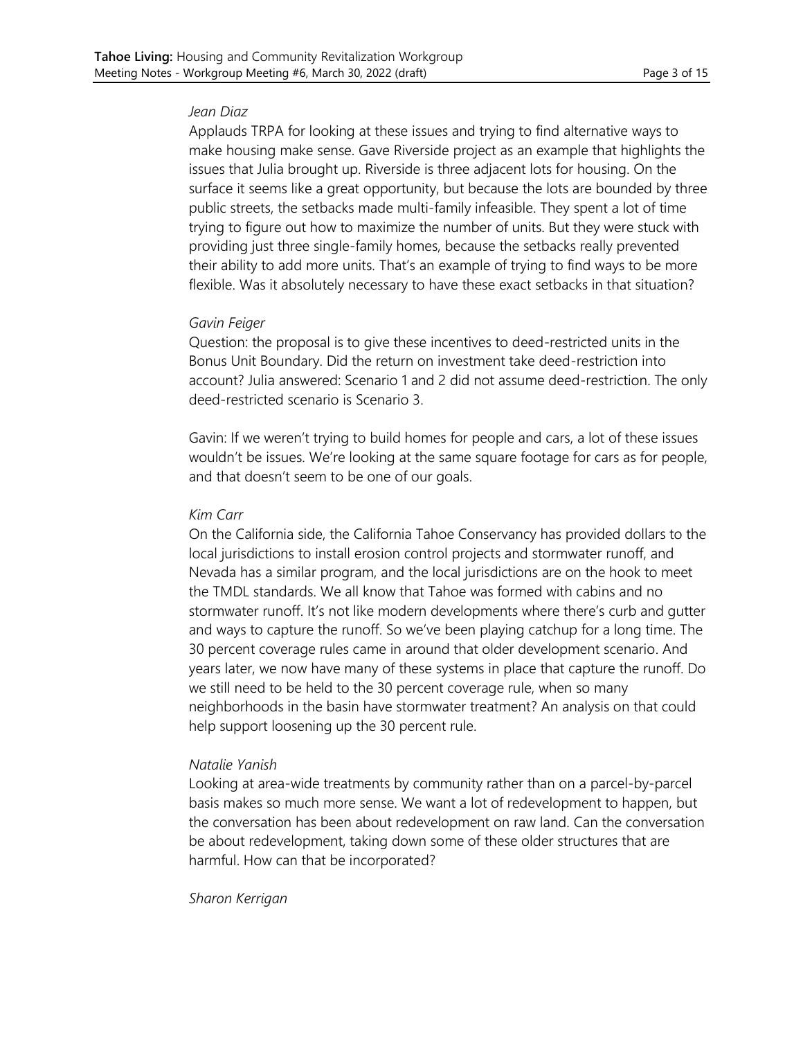*Jean Diaz*

Applauds TRPA for looking at these issues and trying to find alternative ways to make housing make sense. Gave Riverside project as an example that highlights the issues that Julia brought up. Riverside is three adjacent lots for housing. On the surface it seems like a great opportunity, but because the lots are bounded by three public streets, the setbacks made multi-family infeasible. They spent a lot of time trying to figure out how to maximize the number of units. But they were stuck with providing just three single-family homes, because the setbacks really prevented their ability to add more units. That's an example of trying to find ways to be more flexible. Was it absolutely necessary to have these exact setbacks in that situation?

*Gavin Feiger*

Question: the proposal is to give these incentives to deed-restricted units in the Bonus Unit Boundary. Did the return on investment take deed-restriction into account? Julia answered: Scenario 1 and 2 did not assume deed-restriction. The only deed-restricted scenario is Scenario 3.

Gavin: If we weren't trying to build homes for people and cars, a lot of these issues wouldn't be issues. We're looking at the same square footage for cars as for people, and that doesn't seem to be one of our goals.

*Kim Carr*

On the California side, the California Tahoe Conservancy has provided dollars to the local jurisdictions to install erosion control projects and stormwater runoff, and Nevada has a similar program, and the local jurisdictions are on the hook to meet the TMDL standards. We all know that Tahoe was formed with cabins and no stormwater runoff. It's not like modern developments where there's curb and gutter and ways to capture the runoff. So we've been playing catchup for a long time. The 30 percent coverage rules came in around that older development scenario. And years later, we now have many of these systems in place that capture the runoff. Do we still need to be held to the 30 percent coverage rule, when so many neighborhoods in the basin have stormwater treatment? An analysis on that could help support loosening up the 30 percent rule.

*Natalie Yanish*

Looking at area-wide treatments by community rather than on a parcel-by-parcel basis makes so much more sense. We want a lot of redevelopment to happen, but the conversation has been about redevelopment on raw land. Can the conversation be about redevelopment, taking down some of these older structures that are harmful. How can that be incorporated?

*Sharon Kerrigan*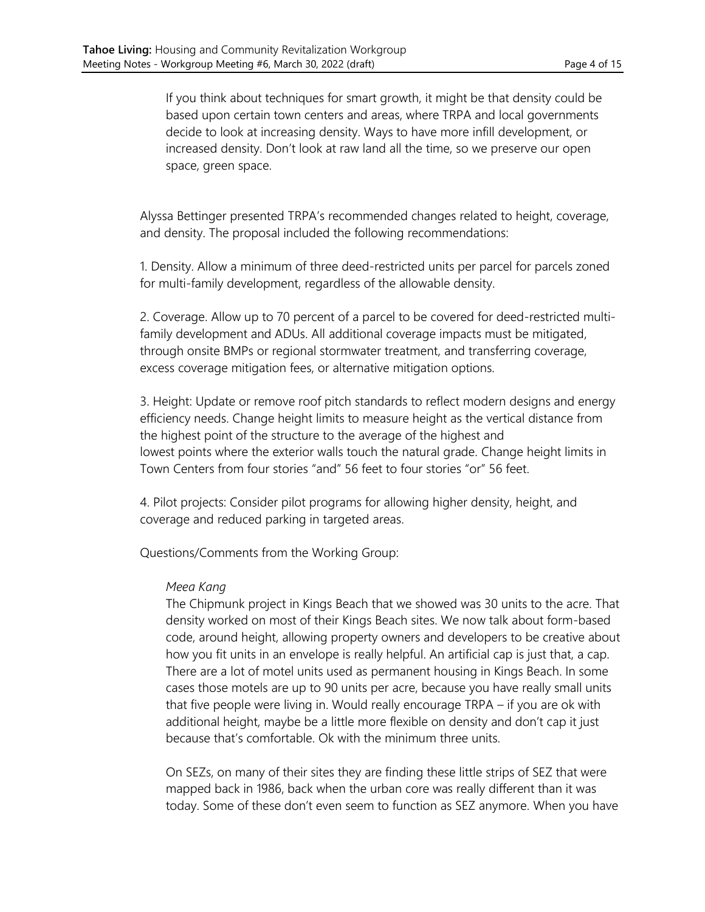If you think about techniques for smart growth, it might be that density could be based upon certain town centers and areas, where TRPA and local governments decide to look at increasing density. Ways to have more infill development, or increased density. Don't look at raw land all the time, so we preserve our open space, green space.

Alyssa Bettinger presented TRPA's recommended changes related to height, coverage, and density. The proposal included the following recommendations:

1. Density. Allow a minimum of three deed-restricted units per parcel for parcels zoned for multi-family development, regardless of the allowable density.

2. Coverage. Allow up to 70 percent of a parcel to be covered for deed-restricted multi-family development and ADUs. All additional coverage impacts must be mitigated, through onsite BMPs or regional stormwater treatment, and transferring coverage, excess coverage mitigation fees, or alternative mitigation options.

3. Height: Update or remove roof pitch standards to reflect modern designs and energy efficiency needs. Change height limits to measure height as the vertical distance from the highest point of the structure to the average of the highest and lowest points where the exterior walls touch the natural grade. Change height limits in Town Centers from four stories "and" 56 feet to four stories "or" 56 feet.

4. Pilot projects: Consider pilot programs for allowing higher density, height, and coverage and reduced parking in targeted areas.

Questions/Comments from the Working Group:

*Meea Kang*

The Chipmunk project in Kings Beach that we showed was 30 units to the acre. That density worked on most of their Kings Beach sites. We now talk about form-based code, around height, allowing property owners and developers to be creative about how you fit units in an envelope is really helpful. An artificial cap is just that, a cap. There are a lot of motel units used as permanent housing in Kings Beach. In some cases those motels are up to 90 units per acre, because you have really small units that five people were living in. Would really encourage TRPA – if you are ok with additional height, maybe be a little more flexible on density and don't cap it just because that's comfortable. Ok with the minimum three units.

On SEZs, on many of their sites they are finding these little strips of SEZ that were mapped back in 1986, back when the urban core was really different than it was today. Some of these don't even seem to function as SEZ anymore. When you have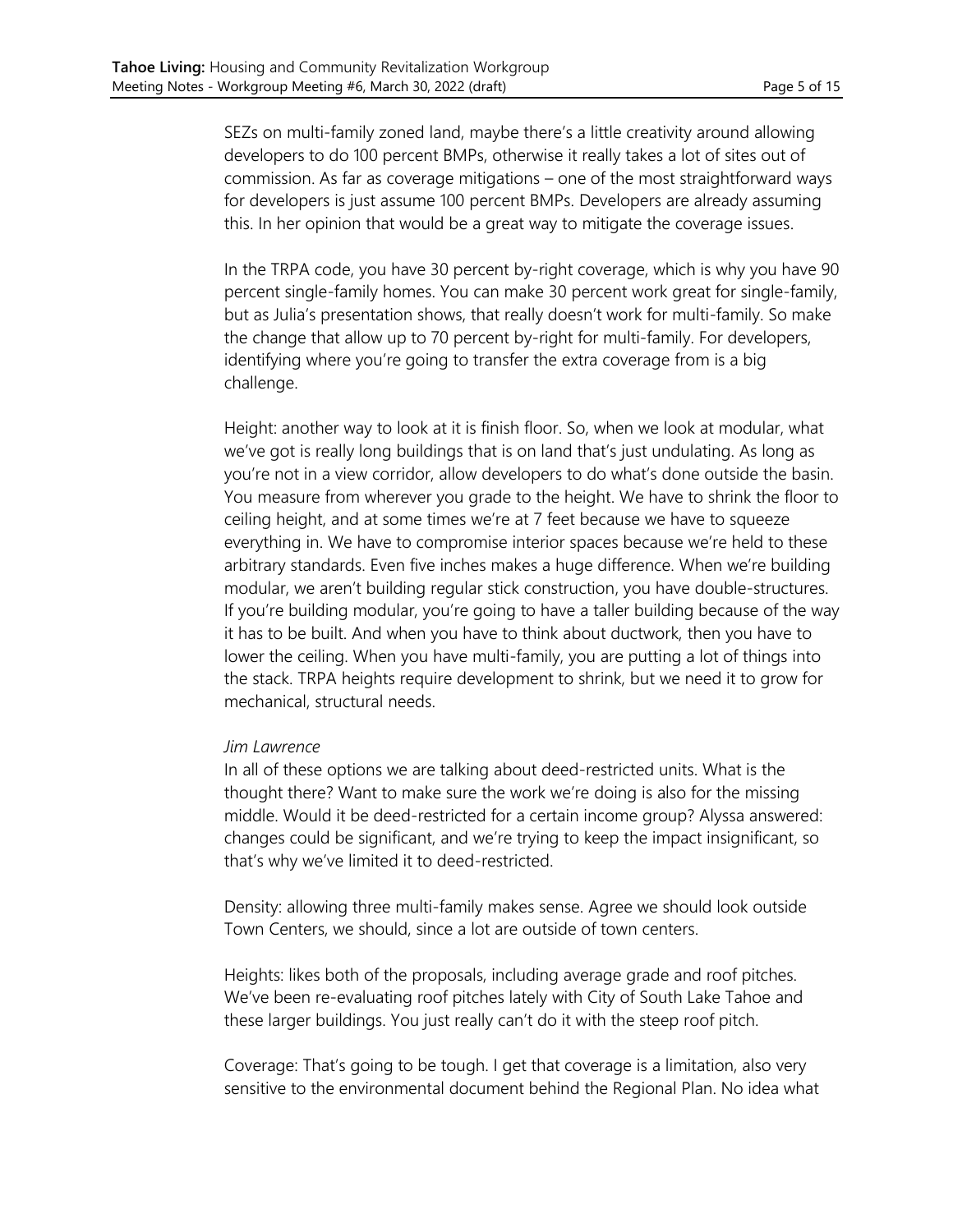SEZs on multi-family zoned land, maybe there's a little creativity around allowing developers to do 100 percent BMPs, otherwise it really takes a lot of sites out of commission. As far as coverage mitigations – one of the most straightforward ways for developers is just assume 100 percent BMPs. Developers are already assuming this. In her opinion that would be a great way to mitigate the coverage issues.

In the TRPA code, you have 30 percent by-right coverage, which is why you have 90 percent single-family homes. You can make 30 percent work great for single-family, but as Julia's presentation shows, that really doesn't work for multi-family. So make the change that allow up to 70 percent by-right for multi-family. For developers, identifying where you're going to transfer the extra coverage from is a big challenge.

Height: another way to look at it is finish floor. So, when we look at modular, what we've got is really long buildings that is on land that's just undulating. As long as you're not in a view corridor, allow developers to do what's done outside the basin. You measure from wherever you grade to the height. We have to shrink the floor to ceiling height, and at some times we're at 7 feet because we have to squeeze everything in. We have to compromise interior spaces because we're held to these arbitrary standards. Even five inches makes a huge difference. When we're building modular, we aren't building regular stick construction, you have double-structures. If you're building modular, you're going to have a taller building because of the way it has to be built. And when you have to think about ductwork, then you have to lower the ceiling. When you have multi-family, you are putting a lot of things into the stack. TRPA heights require development to shrink, but we need it to grow for mechanical, structural needs.

*Jim Lawrence*

In all of these options we are talking about deed-restricted units. What is the thought there? Want to make sure the work we're doing is also for the missing middle. Would it be deed-restricted for a certain income group? Alyssa answered: changes could be significant, and we're trying to keep the impact insignificant, so that's why we've limited it to deed-restricted.

Density: allowing three multi-family makes sense. Agree we should look outside Town Centers, we should, since a lot are outside of town centers.

Heights: likes both of the proposals, including average grade and roof pitches. We've been re-evaluating roof pitches lately with City of South Lake Tahoe and these larger buildings. You just really can't do it with the steep roof pitch.

Coverage: That's going to be tough. I get that coverage is a limitation, also very sensitive to the environmental document behind the Regional Plan. No idea what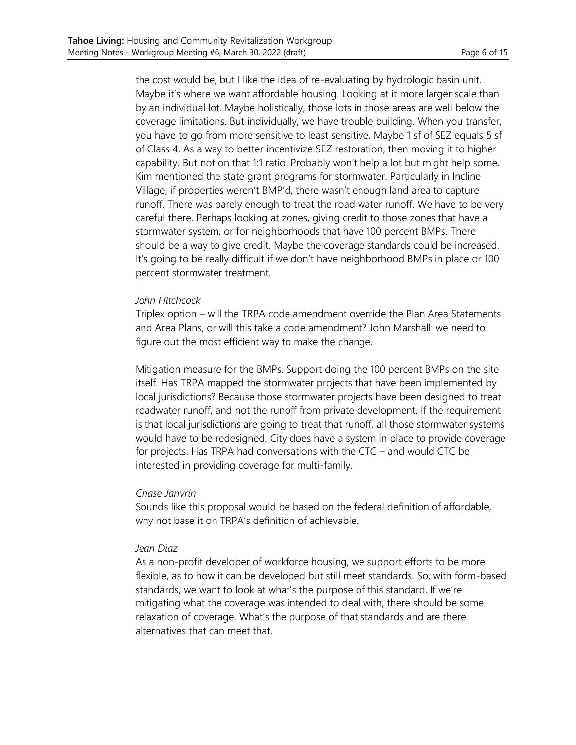the cost would be, but I like the idea of re-evaluating by hydrologic basin unit. Maybe it's where we want affordable housing. Looking at it more larger scale than by an individual lot. Maybe holistically, those lots in those areas are well below the coverage limitations. But individually, we have trouble building. When you transfer, you have to go from more sensitive to least sensitive. Maybe 1 sf of SEZ equals 5 sf of Class 4. As a way to better incentivize SEZ restoration, then moving it to higher capability. But not on that 1:1 ratio. Probably won't help a lot but might help some. Kim mentioned the state grant programs for stormwater. Particularly in Incline Village, if properties weren't BMP'd, there wasn't enough land area to capture runoff. There was barely enough to treat the road water runoff. We have to be very careful there. Perhaps looking at zones, giving credit to those zones that have a stormwater system, or for neighborhoods that have 100 percent BMPs. There should be a way to give credit. Maybe the coverage standards could be increased. It's going to be really difficult if we don't have neighborhood BMPs in place or 100 percent stormwater treatment.

*John Hitchcock*

Triplex option – will the TRPA code amendment override the Plan Area Statements and Area Plans, or will this take a code amendment? John Marshall: we need to figure out the most efficient way to make the change.

Mitigation measure for the BMPs. Support doing the 100 percent BMPs on the site itself. Has TRPA mapped the stormwater projects that have been implemented by local jurisdictions? Because those stormwater projects have been designed to treat roadwater runoff, and not the runoff from private development. If the requirement is that local jurisdictions are going to treat that runoff, all those stormwater systems would have to be redesigned. City does have a system in place to provide coverage for projects. Has TRPA had conversations with the CTC – and would CTC be interested in providing coverage for multi-family.

*Chase Janvrin*

Sounds like this proposal would be based on the federal definition of affordable, why not base it on TRPA's definition of achievable.

*Jean Diaz*

As a non-profit developer of workforce housing, we support efforts to be more flexible, as to how it can be developed but still meet standards. So, with form-based standards, we want to look at what's the purpose of this standard. If we're mitigating what the coverage was intended to deal with, there should be some relaxation of coverage. What's the purpose of that standards and are there alternatives that can meet that.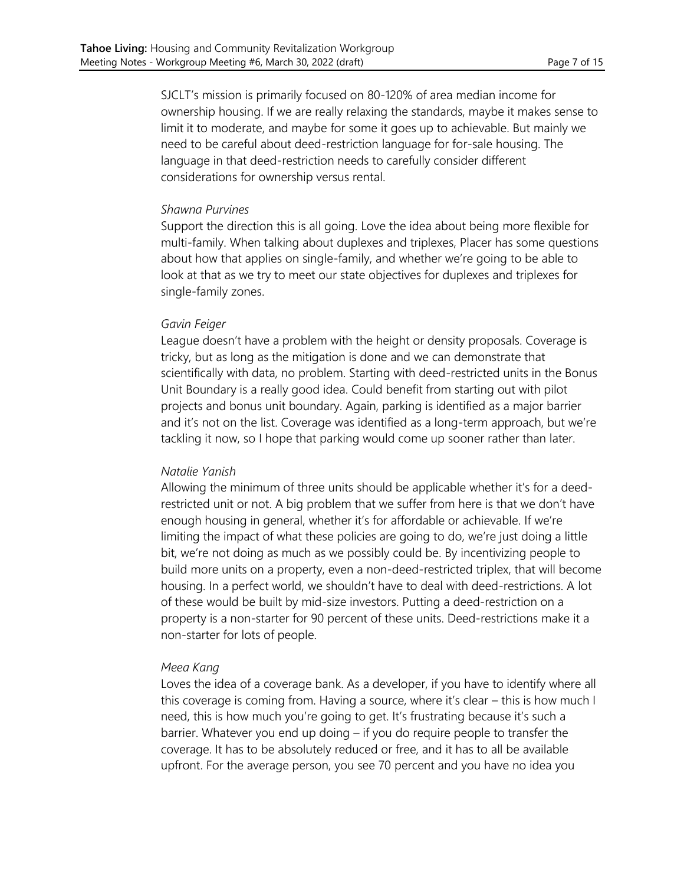SJCLT's mission is primarily focused on 80-120% of area median income for ownership housing. If we are really relaxing the standards, maybe it makes sense to limit it to moderate, and maybe for some it goes up to achievable. But mainly we need to be careful about deed-restriction language for for-sale housing. The language in that deed-restriction needs to carefully consider different considerations for ownership versus rental.

*Shawna Purvines*

Support the direction this is all going. Love the idea about being more flexible for multi-family. When talking about duplexes and triplexes, Placer has some questions about how that applies on single-family, and whether we're going to be able to look at that as we try to meet our state objectives for duplexes and triplexes for single-family zones.

*Gavin Feiger*

League doesn't have a problem with the height or density proposals. Coverage is tricky, but as long as the mitigation is done and we can demonstrate that scientifically with data, no problem. Starting with deed-restricted units in the Bonus Unit Boundary is a really good idea. Could benefit from starting out with pilot projects and bonus unit boundary. Again, parking is identified as a major barrier and it's not on the list. Coverage was identified as a long-term approach, but we're tackling it now, so I hope that parking would come up sooner rather than later.

*Natalie Yanish*

Allowing the minimum of three units should be applicable whether it's for a deed-restricted unit or not. A big problem that we suffer from here is that we don't have enough housing in general, whether it's for affordable or achievable. If we're limiting the impact of what these policies are going to do, we're just doing a little bit, we're not doing as much as we possibly could be. By incentivizing people to build more units on a property, even a non-deed-restricted triplex, that will become housing. In a perfect world, we shouldn't have to deal with deed-restrictions. A lot of these would be built by mid-size investors. Putting a deed-restriction on a property is a non-starter for 90 percent of these units. Deed-restrictions make it a non-starter for lots of people.

*Meea Kang*

Loves the idea of a coverage bank. As a developer, if you have to identify where all this coverage is coming from. Having a source, where it's clear – this is how much I need, this is how much you're going to get. It's frustrating because it's such a barrier. Whatever you end up doing – if you do require people to transfer the coverage. It has to be absolutely reduced or free, and it has to all be available upfront. For the average person, you see 70 percent and you have no idea you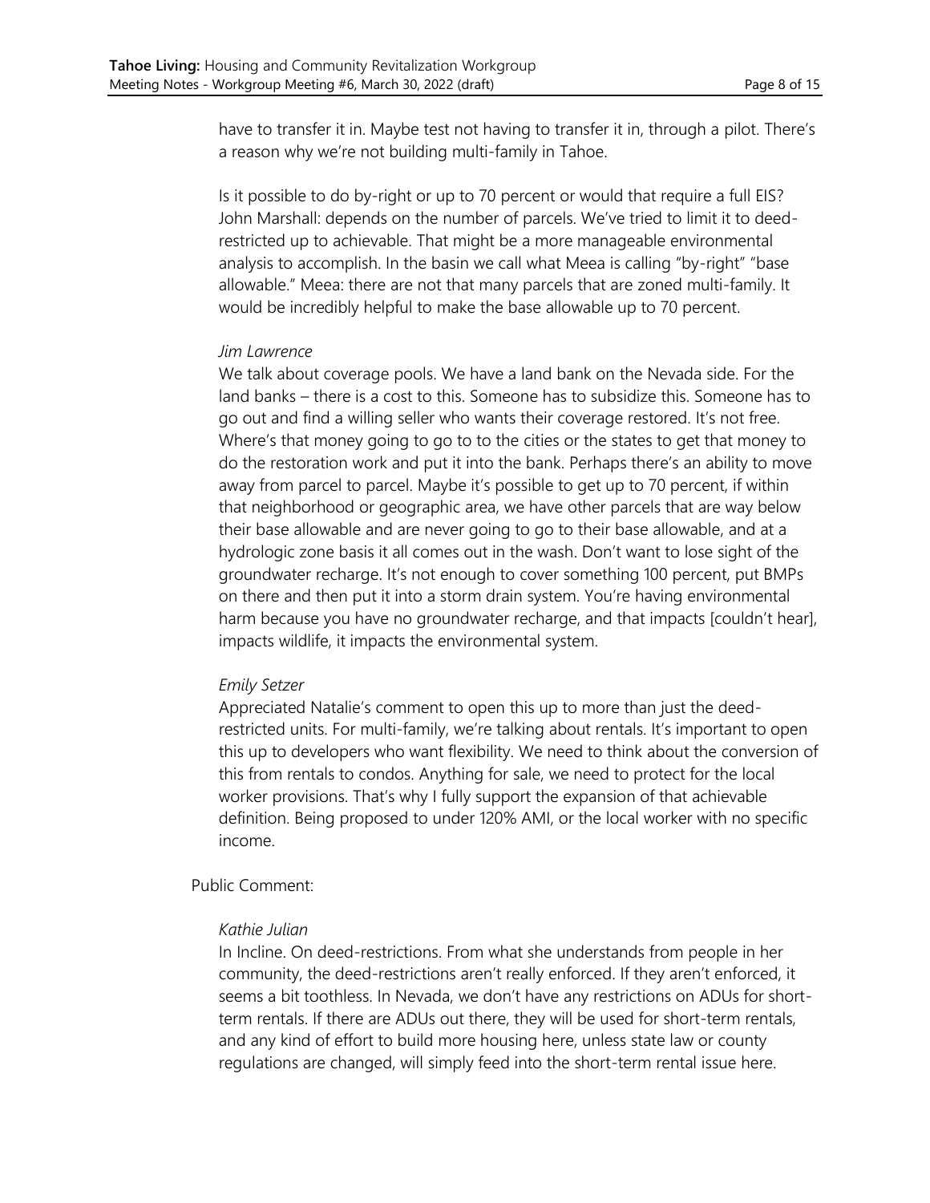have to transfer it in. Maybe test not having to transfer it in, through a pilot. There's a reason why we're not building multi-family in Tahoe.

Is it possible to do by-right or up to 70 percent or would that require a full EIS? John Marshall: depends on the number of parcels. We've tried to limit it to deed-restricted up to achievable. That might be a more manageable environmental analysis to accomplish. In the basin we call what Meea is calling "by-right" "base allowable." Meea: there are not that many parcels that are zoned multi-family. It would be incredibly helpful to make the base allowable up to 70 percent.

*Jim Lawrence*

We talk about coverage pools. We have a land bank on the Nevada side. For the land banks – there is a cost to this. Someone has to subsidize this. Someone has to go out and find a willing seller who wants their coverage restored. It's not free. Where's that money going to go to to the cities or the states to get that money to do the restoration work and put it into the bank. Perhaps there's an ability to move away from parcel to parcel. Maybe it's possible to get up to 70 percent, if within that neighborhood or geographic area, we have other parcels that are way below their base allowable and are never going to go to their base allowable, and at a hydrologic zone basis it all comes out in the wash. Don't want to lose sight of the groundwater recharge. It's not enough to cover something 100 percent, put BMPs on there and then put it into a storm drain system. You're having environmental harm because you have no groundwater recharge, and that impacts [couldn't hear], impacts wildlife, it impacts the environmental system.

*Emily Setzer*

Appreciated Natalie's comment to open this up to more than just the deed-restricted units. For multi-family, we're talking about rentals. It's important to open this up to developers who want flexibility. We need to think about the conversion of this from rentals to condos. Anything for sale, we need to protect for the local worker provisions. That's why I fully support the expansion of that achievable definition. Being proposed to under 120% AMI, or the local worker with no specific income.

Public Comment:

*Kathie Julian*

In Incline. On deed-restrictions. From what she understands from people in her community, the deed-restrictions aren't really enforced. If they aren't enforced, it seems a bit toothless. In Nevada, we don't have any restrictions on ADUs for short-term rentals. If there are ADUs out there, they will be used for short-term rentals, and any kind of effort to build more housing here, unless state law or county regulations are changed, will simply feed into the short-term rental issue here.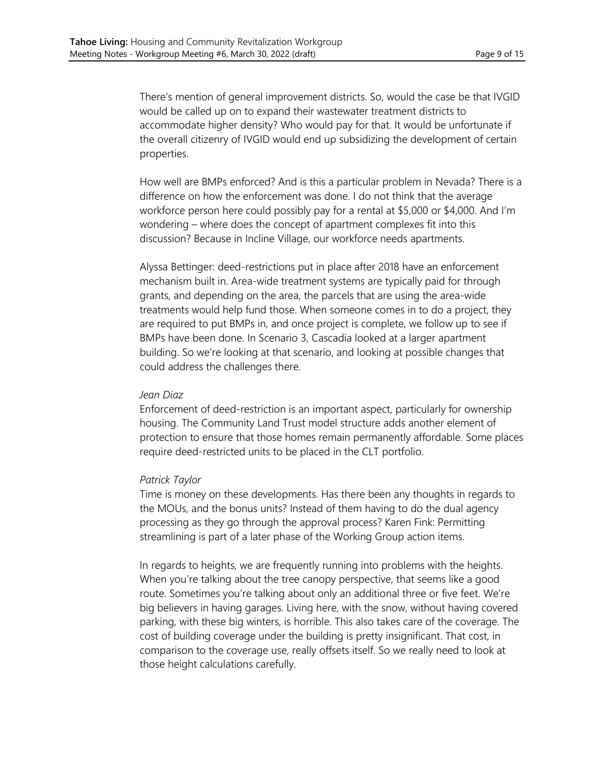There's mention of general improvement districts. So, would the case be that IVGID would be called up on to expand their wastewater treatment districts to accommodate higher density? Who would pay for that. It would be unfortunate if the overall citizenry of IVGID would end up subsidizing the development of certain properties.

How well are BMPs enforced? And is this a particular problem in Nevada? There is a difference on how the enforcement was done. I do not think that the average workforce person here could possibly pay for a rental at $5,000 or $4,000. And I'm wondering – where does the concept of apartment complexes fit into this discussion? Because in Incline Village, our workforce needs apartments.

Alyssa Bettinger: deed-restrictions put in place after 2018 have an enforcement mechanism built in. Area-wide treatment systems are typically paid for through grants, and depending on the area, the parcels that are using the area-wide treatments would help fund those. When someone comes in to do a project, they are required to put BMPs in, and once project is complete, we follow up to see if BMPs have been done. In Scenario 3, Cascadia looked at a larger apartment building. So we're looking at that scenario, and looking at possible changes that could address the challenges there.

*Jean Diaz*

Enforcement of deed-restriction is an important aspect, particularly for ownership housing. The Community Land Trust model structure adds another element of protection to ensure that those homes remain permanently affordable. Some places require deed-restricted units to be placed in the CLT portfolio.

*Patrick Taylor*

Time is money on these developments. Has there been any thoughts in regards to the MOUs, and the bonus units? Instead of them having to do the dual agency processing as they go through the approval process? Karen Fink: Permitting streamlining is part of a later phase of the Working Group action items.

In regards to heights, we are frequently running into problems with the heights. When you're talking about the tree canopy perspective, that seems like a good route. Sometimes you're talking about only an additional three or five feet. We're big believers in having garages. Living here, with the snow, without having covered parking, with these big winters, is horrible. This also takes care of the coverage. The cost of building coverage under the building is pretty insignificant. That cost, in comparison to the coverage use, really offsets itself. So we really need to look at those height calculations carefully.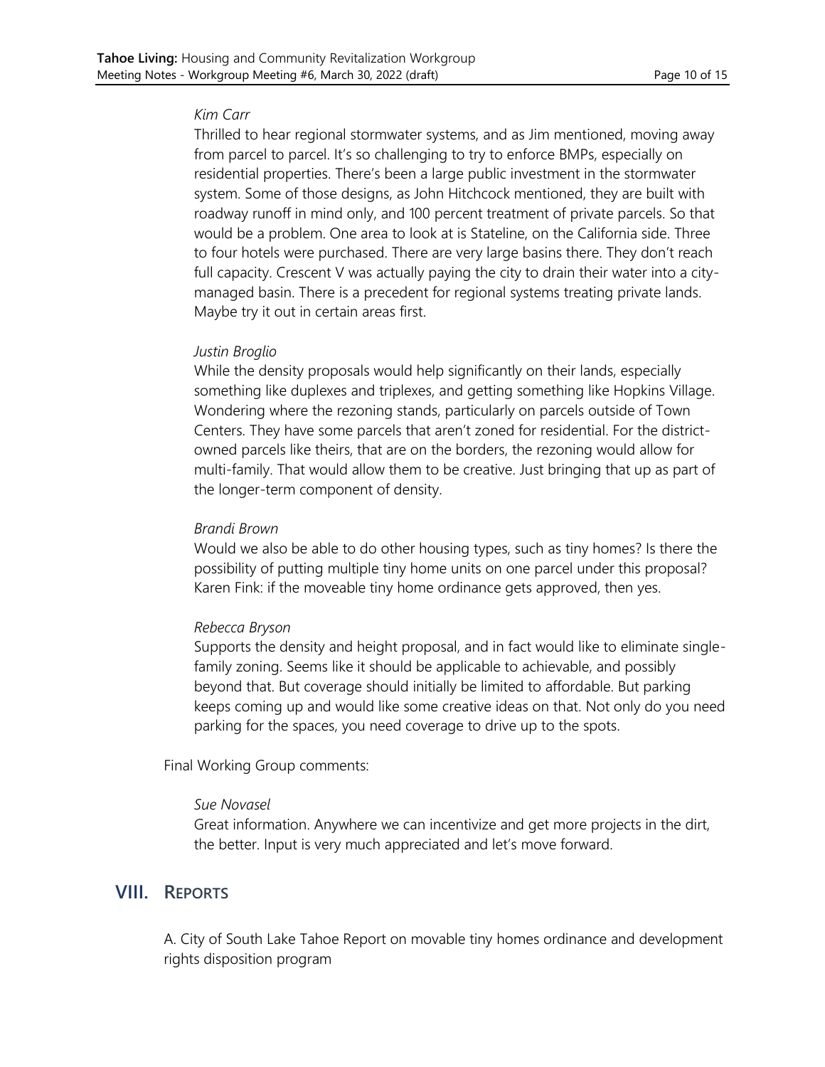*Kim Carr*

Thrilled to hear regional stormwater systems, and as Jim mentioned, moving away from parcel to parcel. It's so challenging to try to enforce BMPs, especially on residential properties. There's been a large public investment in the stormwater system. Some of those designs, as John Hitchcock mentioned, they are built with roadway runoff in mind only, and 100 percent treatment of private parcels. So that would be a problem. One area to look at is Stateline, on the California side. Three to four hotels were purchased. There are very large basins there. They don't reach full capacity. Crescent V was actually paying the city to drain their water into a city-managed basin. There is a precedent for regional systems treating private lands. Maybe try it out in certain areas first.

*Justin Broglio*

While the density proposals would help significantly on their lands, especially something like duplexes and triplexes, and getting something like Hopkins Village. Wondering where the rezoning stands, particularly on parcels outside of Town Centers. They have some parcels that aren't zoned for residential. For the district-owned parcels like theirs, that are on the borders, the rezoning would allow for multi-family. That would allow them to be creative. Just bringing that up as part of the longer-term component of density.

*Brandi Brown*

Would we also be able to do other housing types, such as tiny homes? Is there the possibility of putting multiple tiny home units on one parcel under this proposal? Karen Fink: if the moveable tiny home ordinance gets approved, then yes.

*Rebecca Bryson*

Supports the density and height proposal, and in fact would like to eliminate single-family zoning. Seems like it should be applicable to achievable, and possibly beyond that. But coverage should initially be limited to affordable. But parking keeps coming up and would like some creative ideas on that. Not only do you need parking for the spaces, you need coverage to drive up to the spots.

Final Working Group comments:

*Sue Novasel*

Great information. Anywhere we can incentivize and get more projects in the dirt, the better. Input is very much appreciated and let's move forward.

## VIII. Reports

A. City of South Lake Tahoe Report on movable tiny homes ordinance and development rights disposition program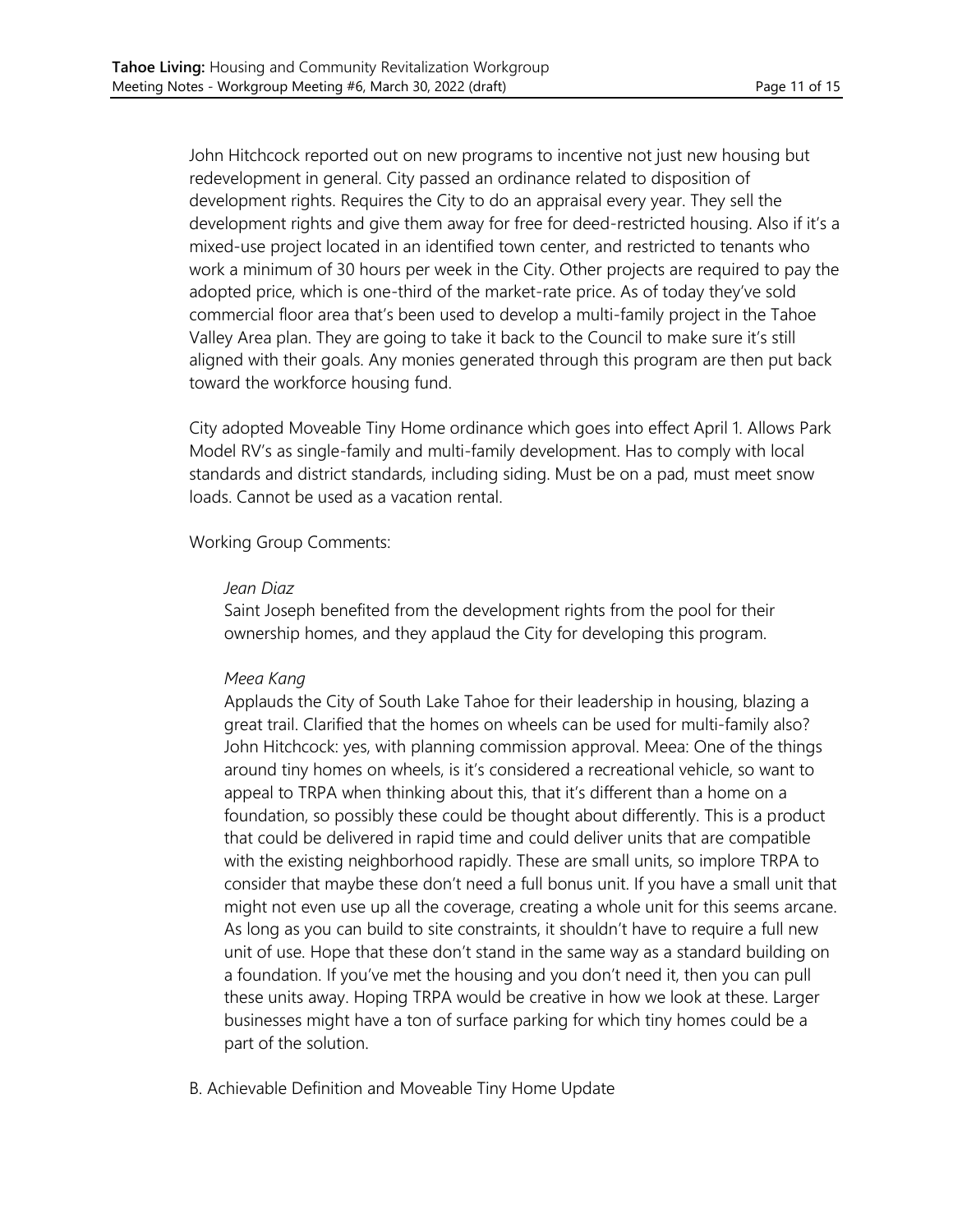John Hitchcock reported out on new programs to incentive not just new housing but redevelopment in general. City passed an ordinance related to disposition of development rights. Requires the City to do an appraisal every year. They sell the development rights and give them away for free for deed-restricted housing. Also if it's a mixed-use project located in an identified town center, and restricted to tenants who work a minimum of 30 hours per week in the City. Other projects are required to pay the adopted price, which is one-third of the market-rate price. As of today they've sold commercial floor area that's been used to develop a multi-family project in the Tahoe Valley Area plan. They are going to take it back to the Council to make sure it's still aligned with their goals. Any monies generated through this program are then put back toward the workforce housing fund.

City adopted Moveable Tiny Home ordinance which goes into effect April 1. Allows Park Model RV's as single-family and multi-family development. Has to comply with local standards and district standards, including siding. Must be on a pad, must meet snow loads. Cannot be used as a vacation rental.

Working Group Comments:

*Jean Diaz*

Saint Joseph benefited from the development rights from the pool for their ownership homes, and they applaud the City for developing this program.

*Meea Kang*

Applauds the City of South Lake Tahoe for their leadership in housing, blazing a great trail. Clarified that the homes on wheels can be used for multi-family also? John Hitchcock: yes, with planning commission approval. Meea: One of the things around tiny homes on wheels, is it's considered a recreational vehicle, so want to appeal to TRPA when thinking about this, that it's different than a home on a foundation, so possibly these could be thought about differently. This is a product that could be delivered in rapid time and could deliver units that are compatible with the existing neighborhood rapidly. These are small units, so implore TRPA to consider that maybe these don't need a full bonus unit. If you have a small unit that might not even use up all the coverage, creating a whole unit for this seems arcane. As long as you can build to site constraints, it shouldn't have to require a full new unit of use. Hope that these don't stand in the same way as a standard building on a foundation. If you've met the housing and you don't need it, then you can pull these units away. Hoping TRPA would be creative in how we look at these. Larger businesses might have a ton of surface parking for which tiny homes could be a part of the solution.

B. Achievable Definition and Moveable Tiny Home Update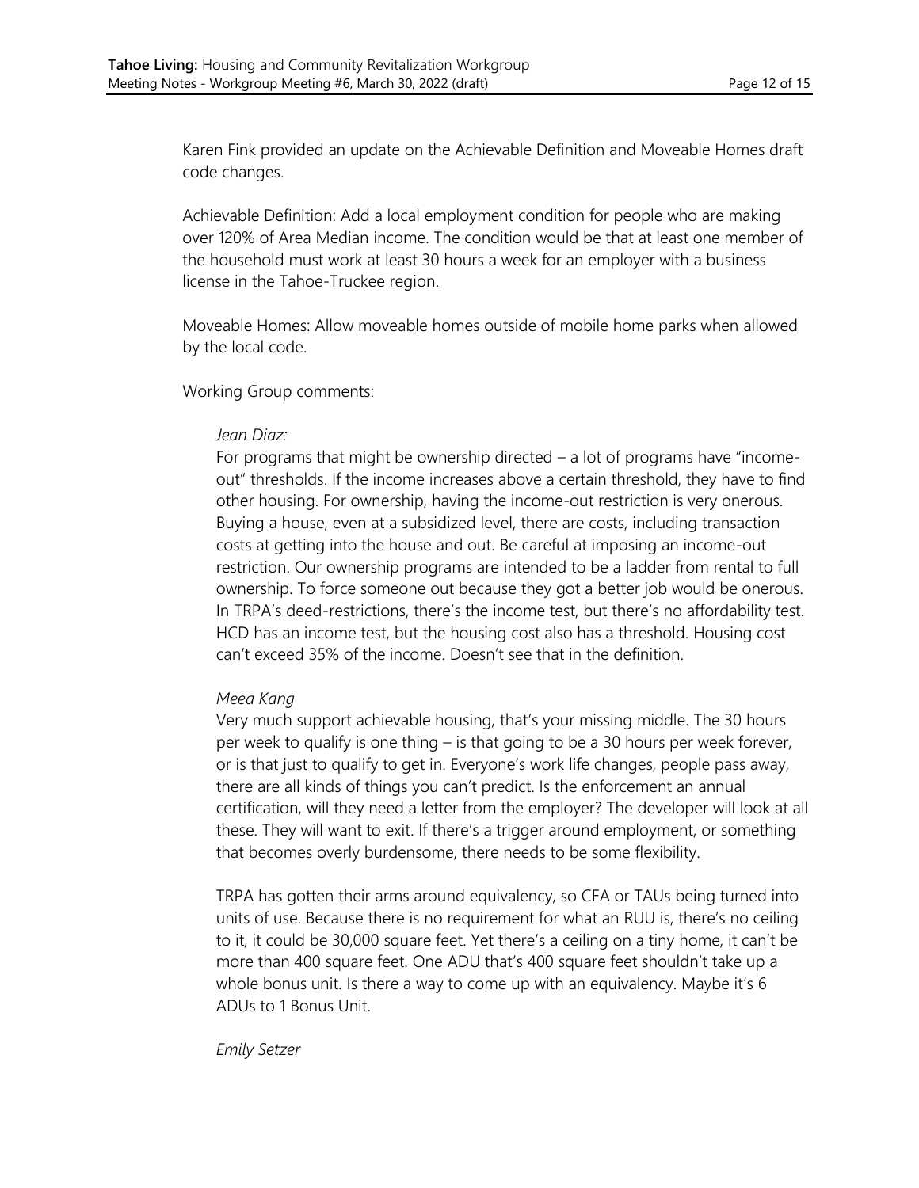Karen Fink provided an update on the Achievable Definition and Moveable Homes draft code changes.

Achievable Definition: Add a local employment condition for people who are making over 120% of Area Median income. The condition would be that at least one member of the household must work at least 30 hours a week for an employer with a business license in the Tahoe-Truckee region.

Moveable Homes: Allow moveable homes outside of mobile home parks when allowed by the local code.

Working Group comments:

*Jean Diaz:*

For programs that might be ownership directed – a lot of programs have "income-out" thresholds. If the income increases above a certain threshold, they have to find other housing. For ownership, having the income-out restriction is very onerous. Buying a house, even at a subsidized level, there are costs, including transaction costs at getting into the house and out. Be careful at imposing an income-out restriction. Our ownership programs are intended to be a ladder from rental to full ownership. To force someone out because they got a better job would be onerous. In TRPA's deed-restrictions, there's the income test, but there's no affordability test. HCD has an income test, but the housing cost also has a threshold. Housing cost can't exceed 35% of the income. Doesn't see that in the definition.

*Meea Kang*

Very much support achievable housing, that's your missing middle. The 30 hours per week to qualify is one thing – is that going to be a 30 hours per week forever, or is that just to qualify to get in. Everyone's work life changes, people pass away, there are all kinds of things you can't predict. Is the enforcement an annual certification, will they need a letter from the employer? The developer will look at all these. They will want to exit. If there's a trigger around employment, or something that becomes overly burdensome, there needs to be some flexibility.

TRPA has gotten their arms around equivalency, so CFA or TAUs being turned into units of use. Because there is no requirement for what an RUU is, there's no ceiling to it, it could be 30,000 square feet. Yet there's a ceiling on a tiny home, it can't be more than 400 square feet. One ADU that's 400 square feet shouldn't take up a whole bonus unit. Is there a way to come up with an equivalency. Maybe it's 6 ADUs to 1 Bonus Unit.

*Emily Setzer*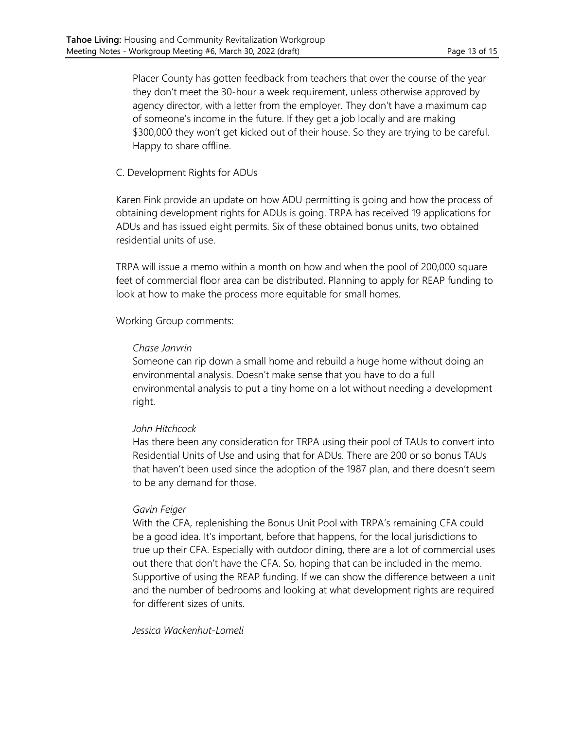Placer County has gotten feedback from teachers that over the course of the year they don't meet the 30-hour a week requirement, unless otherwise approved by agency director, with a letter from the employer. They don't have a maximum cap of someone's income in the future. If they get a job locally and are making $300,000 they won't get kicked out of their house. So they are trying to be careful. Happy to share offline.

C. Development Rights for ADUs

Karen Fink provide an update on how ADU permitting is going and how the process of obtaining development rights for ADUs is going. TRPA has received 19 applications for ADUs and has issued eight permits. Six of these obtained bonus units, two obtained residential units of use.

TRPA will issue a memo within a month on how and when the pool of 200,000 square feet of commercial floor area can be distributed. Planning to apply for REAP funding to look at how to make the process more equitable for small homes.

Working Group comments:

*Chase Janvrin*
Someone can rip down a small home and rebuild a huge home without doing an environmental analysis. Doesn't make sense that you have to do a full environmental analysis to put a tiny home on a lot without needing a development right.

*John Hitchcock*
Has there been any consideration for TRPA using their pool of TAUs to convert into Residential Units of Use and using that for ADUs. There are 200 or so bonus TAUs that haven't been used since the adoption of the 1987 plan, and there doesn't seem to be any demand for those.

*Gavin Feiger*
With the CFA, replenishing the Bonus Unit Pool with TRPA's remaining CFA could be a good idea. It's important, before that happens, for the local jurisdictions to true up their CFA. Especially with outdoor dining, there are a lot of commercial uses out there that don't have the CFA. So, hoping that can be included in the memo. Supportive of using the REAP funding. If we can show the difference between a unit and the number of bedrooms and looking at what development rights are required for different sizes of units.

*Jessica Wackenhut-Lomeli*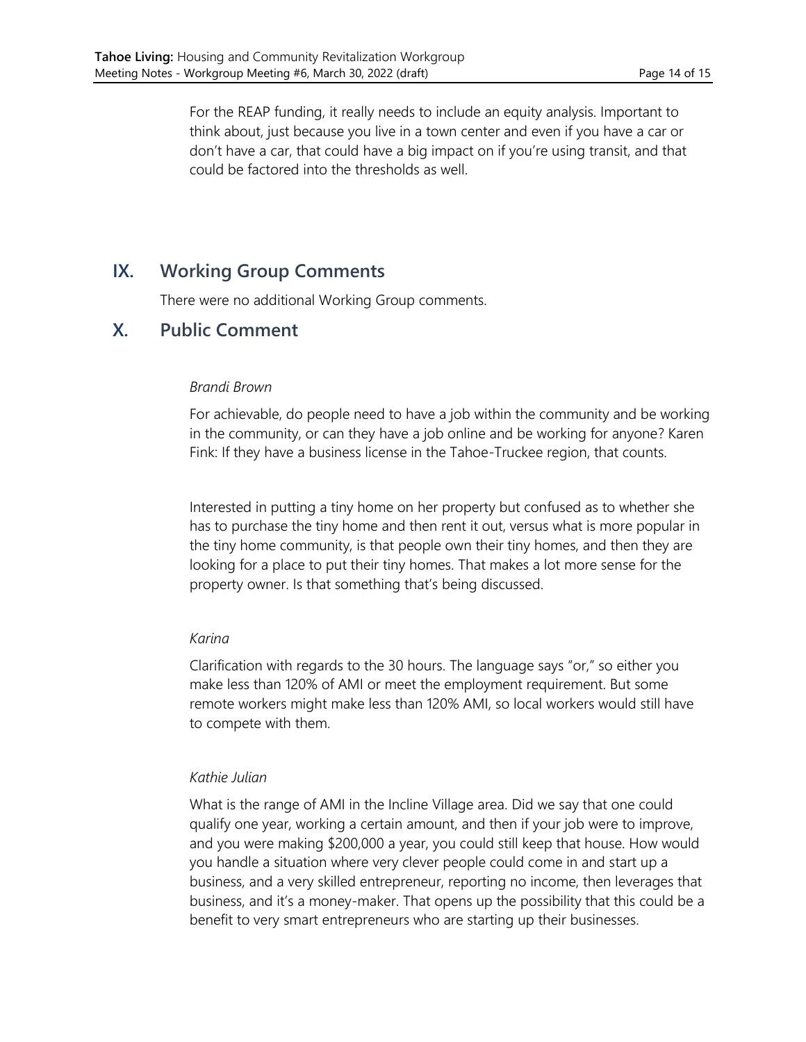For the REAP funding, it really needs to include an equity analysis. Important to think about, just because you live in a town center and even if you have a car or don't have a car, that could have a big impact on if you're using transit, and that could be factored into the thresholds as well.

## IX. Working Group Comments

There were no additional Working Group comments.

## X. Public Comment

*Brandi Brown*

For achievable, do people need to have a job within the community and be working in the community, or can they have a job online and be working for anyone? Karen Fink: If they have a business license in the Tahoe-Truckee region, that counts.

Interested in putting a tiny home on her property but confused as to whether she has to purchase the tiny home and then rent it out, versus what is more popular in the tiny home community, is that people own their tiny homes, and then they are looking for a place to put their tiny homes. That makes a lot more sense for the property owner. Is that something that's being discussed.

*Karina*

Clarification with regards to the 30 hours. The language says "or," so either you make less than 120% of AMI or meet the employment requirement. But some remote workers might make less than 120% AMI, so local workers would still have to compete with them.

*Kathie Julian*

What is the range of AMI in the Incline Village area. Did we say that one could qualify one year, working a certain amount, and then if your job were to improve, and you were making $200,000 a year, you could still keep that house. How would you handle a situation where very clever people could come in and start up a business, and a very skilled entrepreneur, reporting no income, then leverages that business, and it's a money-maker. That opens up the possibility that this could be a benefit to very smart entrepreneurs who are starting up their businesses.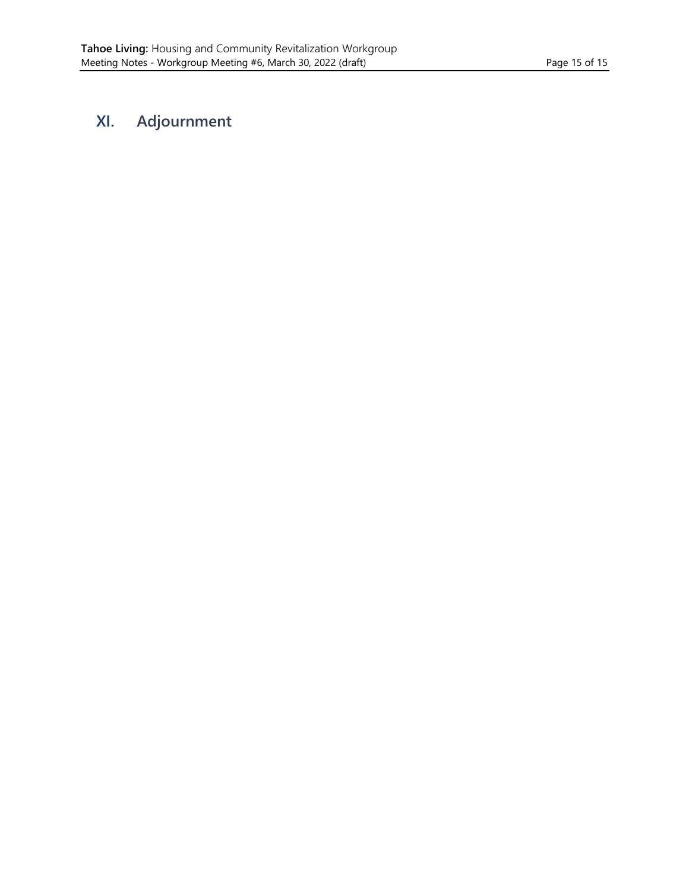## XI. Adjournment